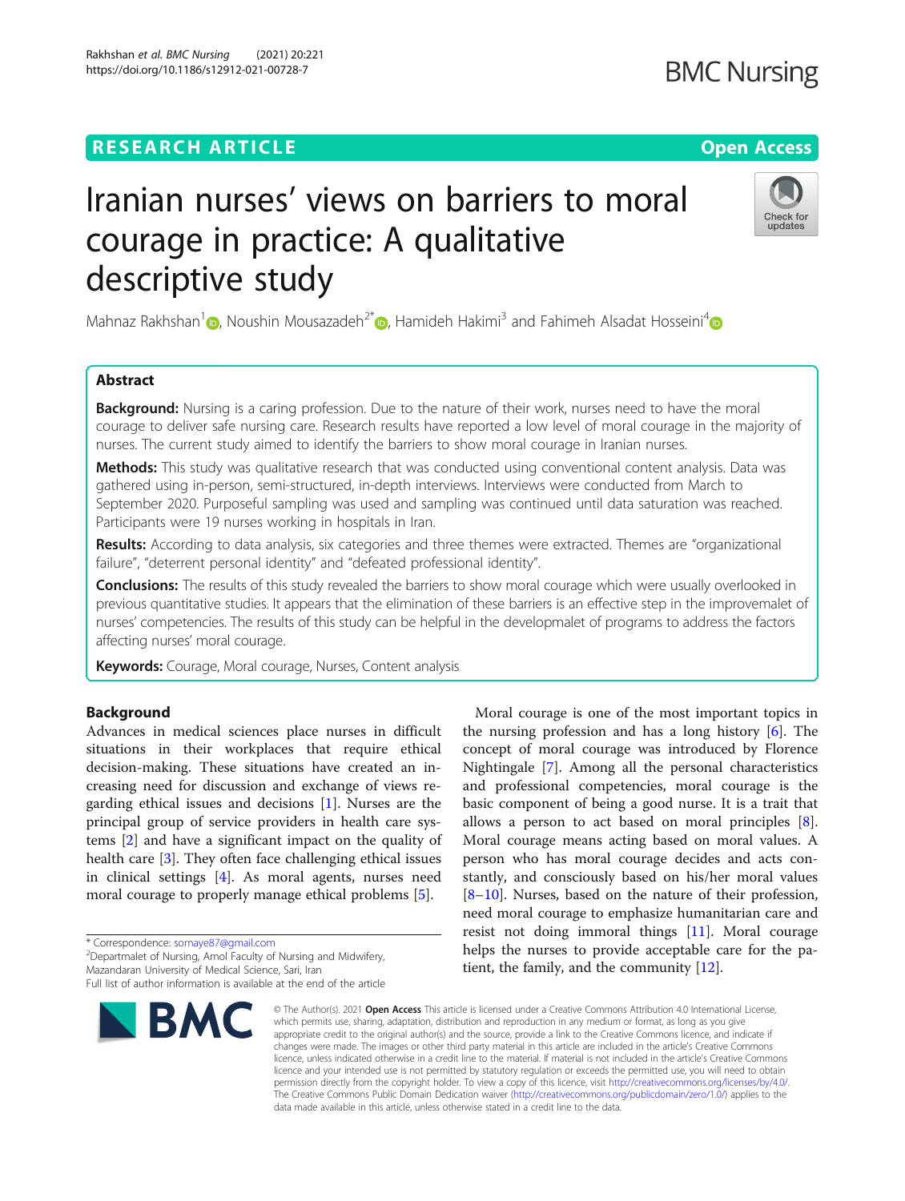RESEARCH ARTICLE

Open Access

# Iranian nurses' views on barriers to moral courage in practice: A qualitative descriptive study

Mahnaz Rakhshan[1], Noushin Mousazadeh[2*], Hamideh Hakimi[3] and Fahimeh Alsadat Hosseini[4]

## Abstract

**Background:** Nursing is a caring profession. Due to the nature of their work, nurses need to have the moral courage to deliver safe nursing care. Research results have reported a low level of moral courage in the majority of nurses. The current study aimed to identify the barriers to show moral courage in Iranian nurses.

**Methods:** This study was qualitative research that was conducted using conventional content analysis. Data was gathered using in-person, semi-structured, in-depth interviews. Interviews were conducted from March to September 2020. Purposeful sampling was used and sampling was continued until data saturation was reached. Participants were 19 nurses working in hospitals in Iran.

**Results:** According to data analysis, six categories and three themes were extracted. Themes are "organizational failure", "deterrent personal identity" and "defeated professional identity".

**Conclusions:** The results of this study revealed the barriers to show moral courage which were usually overlooked in previous quantitative studies. It appears that the elimination of these barriers is an effective step in the improvemalet of nurses' competencies. The results of this study can be helpful in the developmalet of programs to address the factors affecting nurses' moral courage.

**Keywords:** Courage, Moral courage, Nurses, Content analysis

## Background

Advances in medical sciences place nurses in difficult situations in their workplaces that require ethical decision-making. These situations have created an increasing need for discussion and exchange of views regarding ethical issues and decisions [1]. Nurses are the principal group of service providers in health care systems [2] and have a significant impact on the quality of health care [3]. They often face challenging ethical issues in clinical settings [4]. As moral agents, nurses need moral courage to properly manage ethical problems [5].

Moral courage is one of the most important topics in the nursing profession and has a long history [6]. The concept of moral courage was introduced by Florence Nightingale [7]. Among all the personal characteristics and professional competencies, moral courage is the basic component of being a good nurse. It is a trait that allows a person to act based on moral principles [8]. Moral courage means acting based on moral values. A person who has moral courage decides and acts constantly, and consciously based on his/her moral values [8–10]. Nurses, based on the nature of their profession, need moral courage to emphasize humanitarian care and resist not doing immoral things [11]. Moral courage helps the nurses to provide acceptable care for the patient, the family, and the community [12].

* Correspondence: somaye87@gmail.com
[2] Departmalet of Nursing, Amol Faculty of Nursing and Midwifery, Mazandaran University of Medical Science, Sari, Iran
Full list of author information is available at the end of the article

© The Author(s). 2021 **Open Access** This article is licensed under a Creative Commons Attribution 4.0 International License, which permits use, sharing, adaptation, distribution and reproduction in any medium or format, as long as you give appropriate credit to the original author(s) and the source, provide a link to the Creative Commons licence, and indicate if changes were made. The images or other third party material in this article are included in the article's Creative Commons licence, unless indicated otherwise in a credit line to the material. If material is not included in the article's Creative Commons licence and your intended use is not permitted by statutory regulation or exceeds the permitted use, you will need to obtain permission directly from the copyright holder. To view a copy of this licence, visit http://creativecommons.org/licenses/by/4.0/. The Creative Commons Public Domain Dedication waiver (http://creativecommons.org/publicdomain/zero/1.0/) applies to the data made available in this article, unless otherwise stated in a credit line to the data.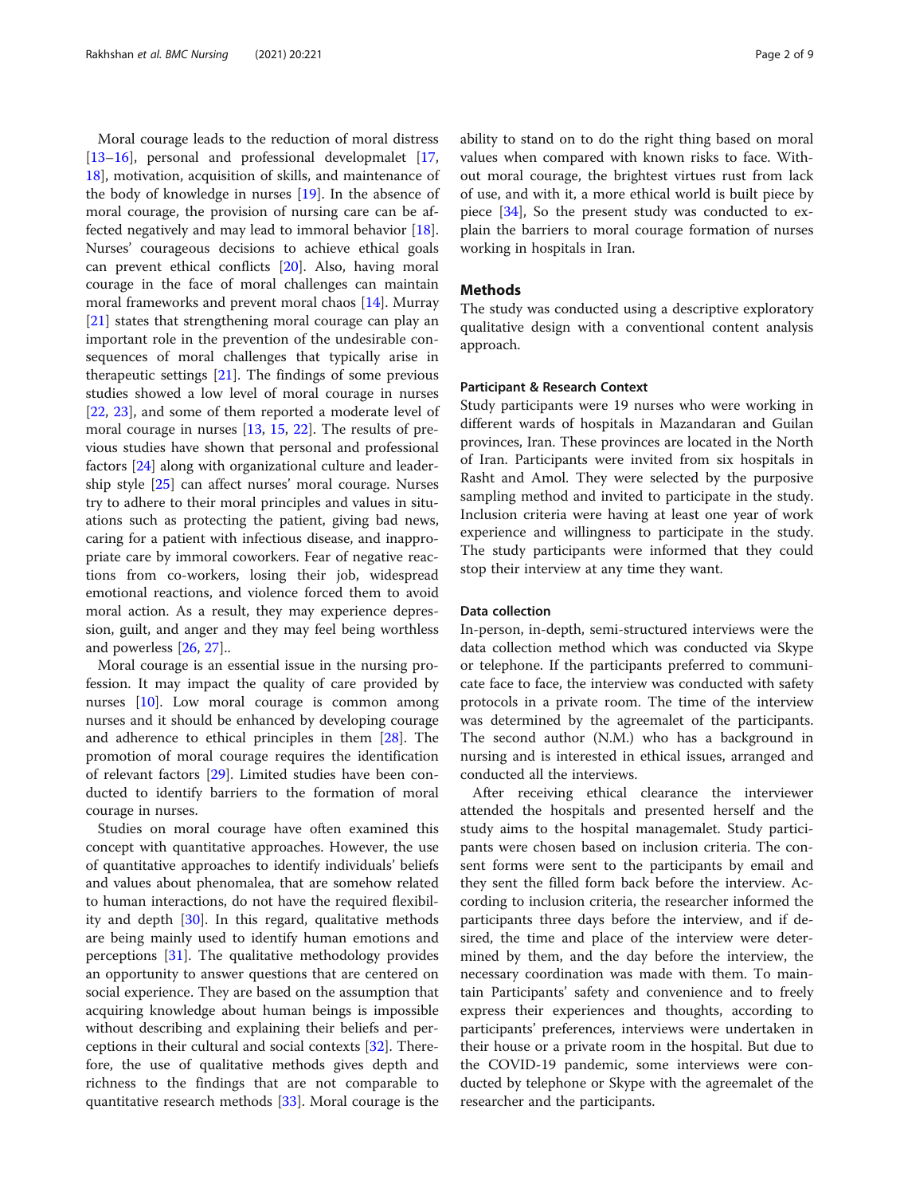Moral courage leads to the reduction of moral distress [13–16], personal and professional developmalet [17, 18], motivation, acquisition of skills, and maintenance of the body of knowledge in nurses [19]. In the absence of moral courage, the provision of nursing care can be affected negatively and may lead to immoral behavior [18]. Nurses' courageous decisions to achieve ethical goals can prevent ethical conflicts [20]. Also, having moral courage in the face of moral challenges can maintain moral frameworks and prevent moral chaos [14]. Murray [21] states that strengthening moral courage can play an important role in the prevention of the undesirable consequences of moral challenges that typically arise in therapeutic settings [21]. The findings of some previous studies showed a low level of moral courage in nurses [22, 23], and some of them reported a moderate level of moral courage in nurses [13, 15, 22]. The results of previous studies have shown that personal and professional factors [24] along with organizational culture and leadership style [25] can affect nurses' moral courage. Nurses try to adhere to their moral principles and values in situations such as protecting the patient, giving bad news, caring for a patient with infectious disease, and inappropriate care by immoral coworkers. Fear of negative reactions from co-workers, losing their job, widespread emotional reactions, and violence forced them to avoid moral action. As a result, they may experience depression, guilt, and anger and they may feel being worthless and powerless [26, 27]..

Moral courage is an essential issue in the nursing profession. It may impact the quality of care provided by nurses [10]. Low moral courage is common among nurses and it should be enhanced by developing courage and adherence to ethical principles in them [28]. The promotion of moral courage requires the identification of relevant factors [29]. Limited studies have been conducted to identify barriers to the formation of moral courage in nurses.

Studies on moral courage have often examined this concept with quantitative approaches. However, the use of quantitative approaches to identify individuals' beliefs and values about phenomalea, that are somehow related to human interactions, do not have the required flexibility and depth [30]. In this regard, qualitative methods are being mainly used to identify human emotions and perceptions [31]. The qualitative methodology provides an opportunity to answer questions that are centered on social experience. They are based on the assumption that acquiring knowledge about human beings is impossible without describing and explaining their beliefs and perceptions in their cultural and social contexts [32]. Therefore, the use of qualitative methods gives depth and richness to the findings that are not comparable to quantitative research methods [33]. Moral courage is the ability to stand on to do the right thing based on moral values when compared with known risks to face. Without moral courage, the brightest virtues rust from lack of use, and with it, a more ethical world is built piece by piece [34], So the present study was conducted to explain the barriers to moral courage formation of nurses working in hospitals in Iran.

## Methods

The study was conducted using a descriptive exploratory qualitative design with a conventional content analysis approach.

### Participant & Research Context

Study participants were 19 nurses who were working in different wards of hospitals in Mazandaran and Guilan provinces, Iran. These provinces are located in the North of Iran. Participants were invited from six hospitals in Rasht and Amol. They were selected by the purposive sampling method and invited to participate in the study. Inclusion criteria were having at least one year of work experience and willingness to participate in the study. The study participants were informed that they could stop their interview at any time they want.

### Data collection

In-person, in-depth, semi-structured interviews were the data collection method which was conducted via Skype or telephone. If the participants preferred to communicate face to face, the interview was conducted with safety protocols in a private room. The time of the interview was determined by the agreemalet of the participants. The second author (N.M.) who has a background in nursing and is interested in ethical issues, arranged and conducted all the interviews.

After receiving ethical clearance the interviewer attended the hospitals and presented herself and the study aims to the hospital managemalet. Study participants were chosen based on inclusion criteria. The consent forms were sent to the participants by email and they sent the filled form back before the interview. According to inclusion criteria, the researcher informed the participants three days before the interview, and if desired, the time and place of the interview were determined by them, and the day before the interview, the necessary coordination was made with them. To maintain Participants' safety and convenience and to freely express their experiences and thoughts, according to participants' preferences, interviews were undertaken in their house or a private room in the hospital. But due to the COVID-19 pandemic, some interviews were conducted by telephone or Skype with the agreemalet of the researcher and the participants.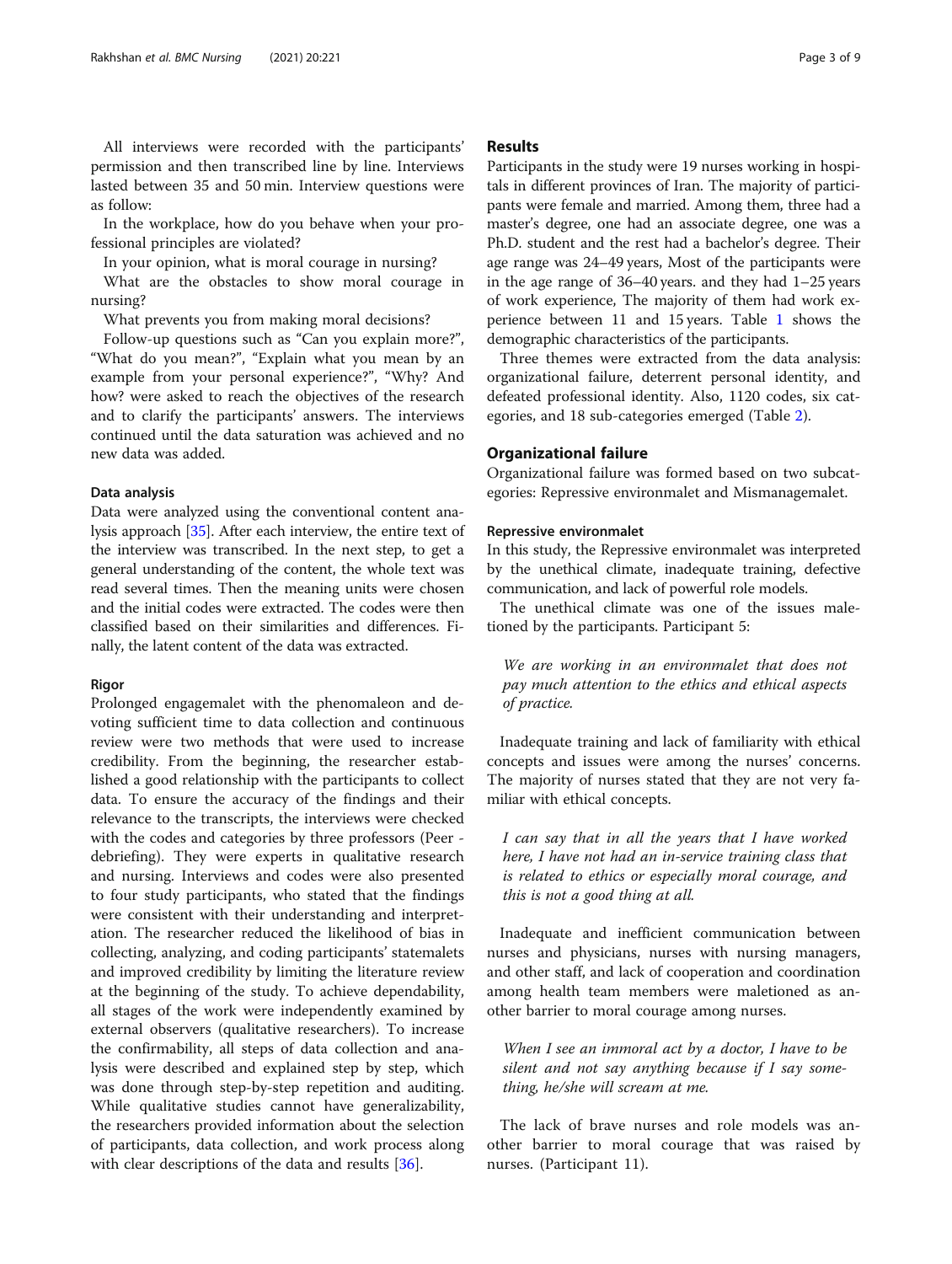All interviews were recorded with the participants' permission and then transcribed line by line. Interviews lasted between 35 and 50 min. Interview questions were as follow:

In the workplace, how do you behave when your professional principles are violated?

In your opinion, what is moral courage in nursing?

What are the obstacles to show moral courage in nursing?

What prevents you from making moral decisions?

Follow-up questions such as "Can you explain more?", "What do you mean?", "Explain what you mean by an example from your personal experience?", "Why? And how? were asked to reach the objectives of the research and to clarify the participants' answers. The interviews continued until the data saturation was achieved and no new data was added.

#### Data analysis

Data were analyzed using the conventional content analysis approach [35]. After each interview, the entire text of the interview was transcribed. In the next step, to get a general understanding of the content, the whole text was read several times. Then the meaning units were chosen and the initial codes were extracted. The codes were then classified based on their similarities and differences. Finally, the latent content of the data was extracted.

#### Rigor

Prolonged engagemalet with the phenomaleon and devoting sufficient time to data collection and continuous review were two methods that were used to increase credibility. From the beginning, the researcher established a good relationship with the participants to collect data. To ensure the accuracy of the findings and their relevance to the transcripts, the interviews were checked with the codes and categories by three professors (Peer - debriefing). They were experts in qualitative research and nursing. Interviews and codes were also presented to four study participants, who stated that the findings were consistent with their understanding and interpretation. The researcher reduced the likelihood of bias in collecting, analyzing, and coding participants' statemalets and improved credibility by limiting the literature review at the beginning of the study. To achieve dependability, all stages of the work were independently examined by external observers (qualitative researchers). To increase the confirmability, all steps of data collection and analysis were described and explained step by step, which was done through step-by-step repetition and auditing. While qualitative studies cannot have generalizability, the researchers provided information about the selection of participants, data collection, and work process along with clear descriptions of the data and results [36].

## Results

Participants in the study were 19 nurses working in hospitals in different provinces of Iran. The majority of participants were female and married. Among them, three had a master's degree, one had an associate degree, one was a Ph.D. student and the rest had a bachelor's degree. Their age range was 24–49 years, Most of the participants were in the age range of 36–40 years. and they had 1–25 years of work experience, The majority of them had work experience between 11 and 15 years. Table 1 shows the demographic characteristics of the participants.

Three themes were extracted from the data analysis: organizational failure, deterrent personal identity, and defeated professional identity. Also, 1120 codes, six categories, and 18 sub-categories emerged (Table 2).

### Organizational failure

Organizational failure was formed based on two subcategories: Repressive environmalet and Mismanagemalet.

#### Repressive environmalet

In this study, the Repressive environmalet was interpreted by the unethical climate, inadequate training, defective communication, and lack of powerful role models.

The unethical climate was one of the issues maletioned by the participants. Participant 5:

> *We are working in an environmalet that does not pay much attention to the ethics and ethical aspects of practice.*

Inadequate training and lack of familiarity with ethical concepts and issues were among the nurses' concerns. The majority of nurses stated that they are not very familiar with ethical concepts.

> *I can say that in all the years that I have worked here, I have not had an in-service training class that is related to ethics or especially moral courage, and this is not a good thing at all.*

Inadequate and inefficient communication between nurses and physicians, nurses with nursing managers, and other staff, and lack of cooperation and coordination among health team members were maletioned as another barrier to moral courage among nurses.

> *When I see an immoral act by a doctor, I have to be silent and not say anything because if I say something, he/she will scream at me.*

The lack of brave nurses and role models was another barrier to moral courage that was raised by nurses. (Participant 11).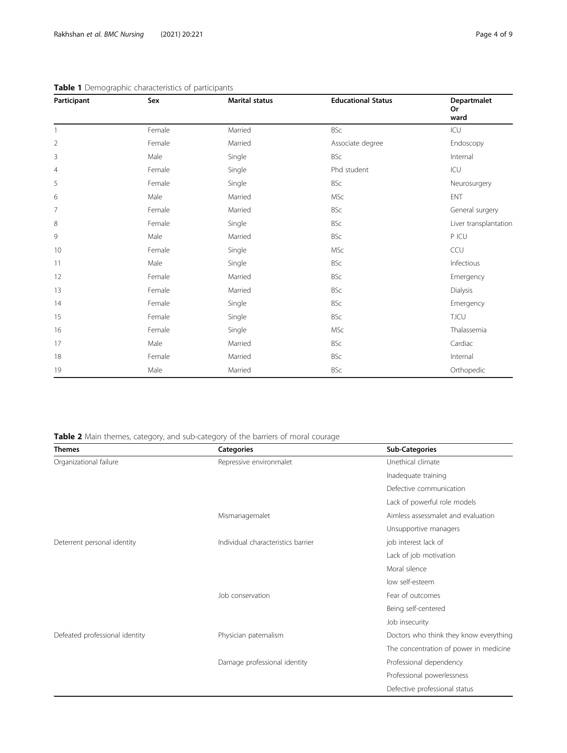**Table 1** Demographic characteristics of participants

| Participant | Sex | Marital status | Educational Status | Departmalet Or ward |
|---|---|---|---|---|
| 1 | Female | Married | BSc | ICU |
| 2 | Female | Married | Associate degree | Endoscopy |
| 3 | Male | Single | BSc | Internal |
| 4 | Female | Single | Phd student | ICU |
| 5 | Female | Single | BSc | Neurosurgery |
| 6 | Male | Married | MSc | ENT |
| 7 | Female | Married | BSc | General surgery |
| 8 | Female | Single | BSc | Liver transplantation |
| 9 | Male | Married | BSc | P ICU |
| 10 | Female | Single | MSc | CCU |
| 11 | Male | Single | BSc | Infectious |
| 12 | Female | Married | BSc | Emergency |
| 13 | Female | Married | BSc | Dialysis |
| 14 | Female | Single | BSc | Emergency |
| 15 | Female | Single | BSc | T.ICU |
| 16 | Female | Single | MSc | Thalassemia |
| 17 | Male | Married | BSc | Cardiac |
| 18 | Female | Married | BSc | Internal |
| 19 | Male | Married | BSc | Orthopedic |

**Table 2** Main themes, category, and sub-category of the barriers of moral courage

| Themes | Categories | Sub-Categories |
|---|---|---|
| Organizational failure | Repressive environmalet | Unethical climate |
| | | Inadequate training |
| | | Defective communication |
| | | Lack of powerful role models |
| | Mismanagemalet | Aimless assessmalet and evaluation |
| | | Unsupportive managers |
| Deterrent personal identity | Individual characteristics barrier | job interest lack of |
| | | Lack of job motivation |
| | | Moral silence |
| | | low self-esteem |
| | Job conservation | Fear of outcomes |
| | | Being self-centered |
| | | Job insecurity |
| Defeated professional identity | Physician paternalism | Doctors who think they know everything |
| | | The concentration of power in medicine |
| | Damage professional identity | Professional dependency |
| | | Professional powerlessness |
| | | Defective professional status |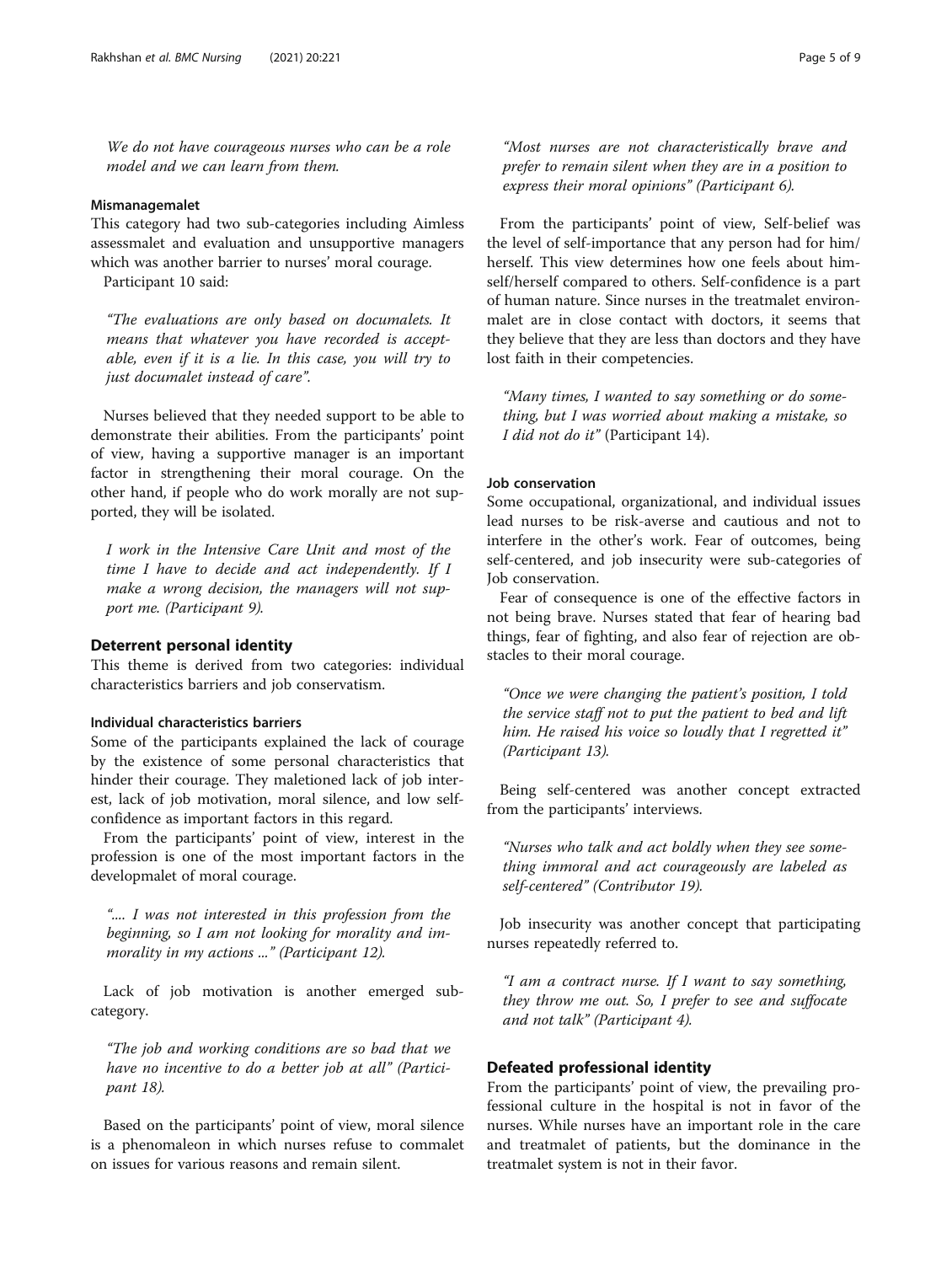*We do not have courageous nurses who can be a role model and we can learn from them.*

#### Mismanagemalet

This category had two sub-categories including Aimless assessmalet and evaluation and unsupportive managers which was another barrier to nurses' moral courage.

Participant 10 said:

*"The evaluations are only based on documalets. It means that whatever you have recorded is acceptable, even if it is a lie. In this case, you will try to just documalet instead of care".*

Nurses believed that they needed support to be able to demonstrate their abilities. From the participants' point of view, having a supportive manager is an important factor in strengthening their moral courage. On the other hand, if people who do work morally are not supported, they will be isolated.

*I work in the Intensive Care Unit and most of the time I have to decide and act independently. If I make a wrong decision, the managers will not support me. (Participant 9).*

### Deterrent personal identity

This theme is derived from two categories: individual characteristics barriers and job conservatism.

#### Individual characteristics barriers

Some of the participants explained the lack of courage by the existence of some personal characteristics that hinder their courage. They maletioned lack of job interest, lack of job motivation, moral silence, and low self-confidence as important factors in this regard.

From the participants' point of view, interest in the profession is one of the most important factors in the developmalet of moral courage.

*".... I was not interested in this profession from the beginning, so I am not looking for morality and immorality in my actions ..." (Participant 12).*

Lack of job motivation is another emerged sub-category.

*"The job and working conditions are so bad that we have no incentive to do a better job at all" (Participant 18).*

Based on the participants' point of view, moral silence is a phenomaleon in which nurses refuse to commalet on issues for various reasons and remain silent.

*"Most nurses are not characteristically brave and prefer to remain silent when they are in a position to express their moral opinions" (Participant 6).*

From the participants' point of view, Self-belief was the level of self-importance that any person had for him/herself. This view determines how one feels about himself/herself compared to others. Self-confidence is a part of human nature. Since nurses in the treatmalet environmalet are in close contact with doctors, it seems that they believe that they are less than doctors and they have lost faith in their competencies.

*"Many times, I wanted to say something or do something, but I was worried about making a mistake, so I did not do it" (Participant 14).*

#### Job conservation

Some occupational, organizational, and individual issues lead nurses to be risk-averse and cautious and not to interfere in the other's work. Fear of outcomes, being self-centered, and job insecurity were sub-categories of Job conservation.

Fear of consequence is one of the effective factors in not being brave. Nurses stated that fear of hearing bad things, fear of fighting, and also fear of rejection are obstacles to their moral courage.

*"Once we were changing the patient's position, I told the service staff not to put the patient to bed and lift him. He raised his voice so loudly that I regretted it" (Participant 13).*

Being self-centered was another concept extracted from the participants' interviews.

*"Nurses who talk and act boldly when they see something immoral and act courageously are labeled as self-centered" (Contributor 19).*

Job insecurity was another concept that participating nurses repeatedly referred to.

*"I am a contract nurse. If I want to say something, they throw me out. So, I prefer to see and suffocate and not talk" (Participant 4).*

### Defeated professional identity

From the participants' point of view, the prevailing professional culture in the hospital is not in favor of the nurses. While nurses have an important role in the care and treatmalet of patients, but the dominance in the treatmalet system is not in their favor.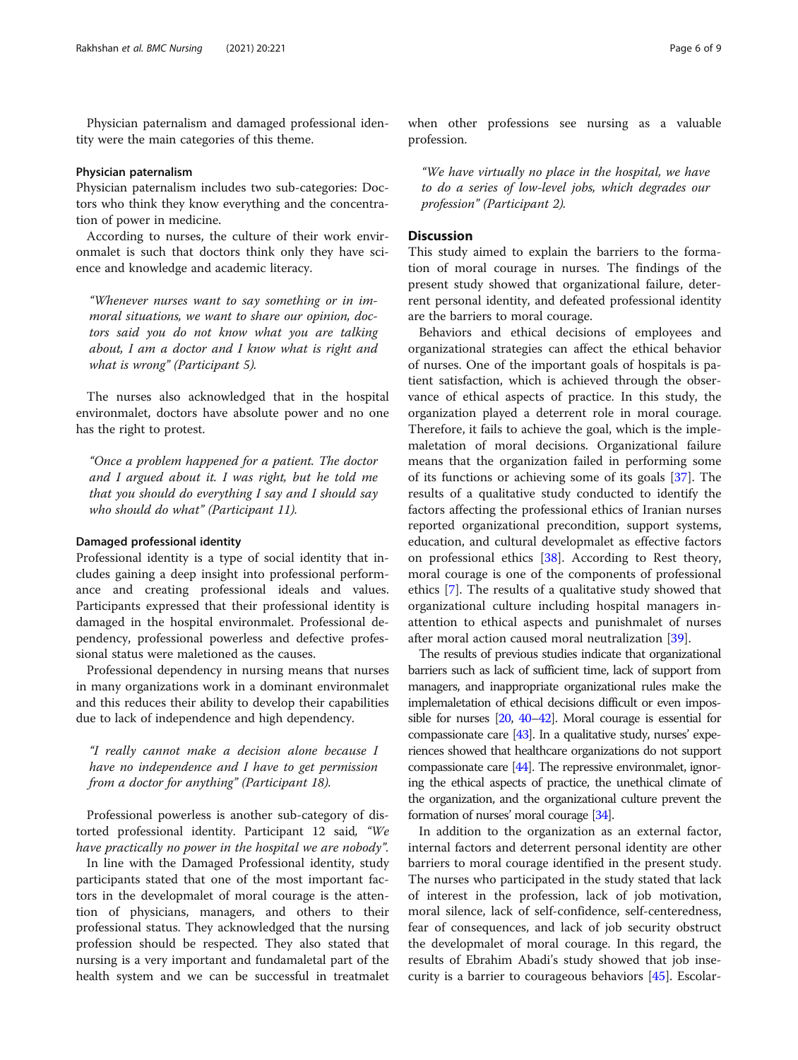Physician paternalism and damaged professional identity were the main categories of this theme.

### Physician paternalism

Physician paternalism includes two sub-categories: Doctors who think they know everything and the concentration of power in medicine.

According to nurses, the culture of their work environmalet is such that doctors think only they have science and knowledge and academic literacy.

> *"Whenever nurses want to say something or in immoral situations, we want to share our opinion, doctors said you do not know what you are talking about, I am a doctor and I know what is right and what is wrong" (Participant 5).*

The nurses also acknowledged that in the hospital environmalet, doctors have absolute power and no one has the right to protest.

> *"Once a problem happened for a patient. The doctor and I argued about it. I was right, but he told me that you should do everything I say and I should say who should do what" (Participant 11).*

### Damaged professional identity

Professional identity is a type of social identity that includes gaining a deep insight into professional performance and creating professional ideals and values. Participants expressed that their professional identity is damaged in the hospital environmalet. Professional dependency, professional powerless and defective professional status were maletioned as the causes.

Professional dependency in nursing means that nurses in many organizations work in a dominant environmalet and this reduces their ability to develop their capabilities due to lack of independence and high dependency.

> *"I really cannot make a decision alone because I have no independence and I have to get permission from a doctor for anything" (Participant 18).*

Professional powerless is another sub-category of distorted professional identity. Participant 12 said, *"We have practically no power in the hospital we are nobody".*

In line with the Damaged Professional identity, study participants stated that one of the most important factors in the developmalet of moral courage is the attention of physicians, managers, and others to their professional status. They acknowledged that the nursing profession should be respected. They also stated that nursing is a very important and fundamaletal part of the health system and we can be successful in treatmalet when other professions see nursing as a valuable profession.

> *"We have virtually no place in the hospital, we have to do a series of low-level jobs, which degrades our profession" (Participant 2).*

## Discussion

This study aimed to explain the barriers to the formation of moral courage in nurses. The findings of the present study showed that organizational failure, deterrent personal identity, and defeated professional identity are the barriers to moral courage.

Behaviors and ethical decisions of employees and organizational strategies can affect the ethical behavior of nurses. One of the important goals of hospitals is patient satisfaction, which is achieved through the observance of ethical aspects of practice. In this study, the organization played a deterrent role in moral courage. Therefore, it fails to achieve the goal, which is the implemaletation of moral decisions. Organizational failure means that the organization failed in performing some of its functions or achieving some of its goals [37]. The results of a qualitative study conducted to identify the factors affecting the professional ethics of Iranian nurses reported organizational precondition, support systems, education, and cultural developmalet as effective factors on professional ethics [38]. According to Rest theory, moral courage is one of the components of professional ethics [7]. The results of a qualitative study showed that organizational culture including hospital managers inattention to ethical aspects and punishmalet of nurses after moral action caused moral neutralization [39].

The results of previous studies indicate that organizational barriers such as lack of sufficient time, lack of support from managers, and inappropriate organizational rules make the implemaletation of ethical decisions difficult or even impossible for nurses [20, 40–42]. Moral courage is essential for compassionate care [43]. In a qualitative study, nurses' experiences showed that healthcare organizations do not support compassionate care [44]. The repressive environmalet, ignoring the ethical aspects of practice, the unethical climate of the organization, and the organizational culture prevent the formation of nurses' moral courage [34].

In addition to the organization as an external factor, internal factors and deterrent personal identity are other barriers to moral courage identified in the present study. The nurses who participated in the study stated that lack of interest in the profession, lack of job motivation, moral silence, lack of self-confidence, self-centeredness, fear of consequences, and lack of job security obstruct the developmalet of moral courage. In this regard, the results of Ebrahim Abadi's study showed that job insecurity is a barrier to courageous behaviors [45]. Escolar-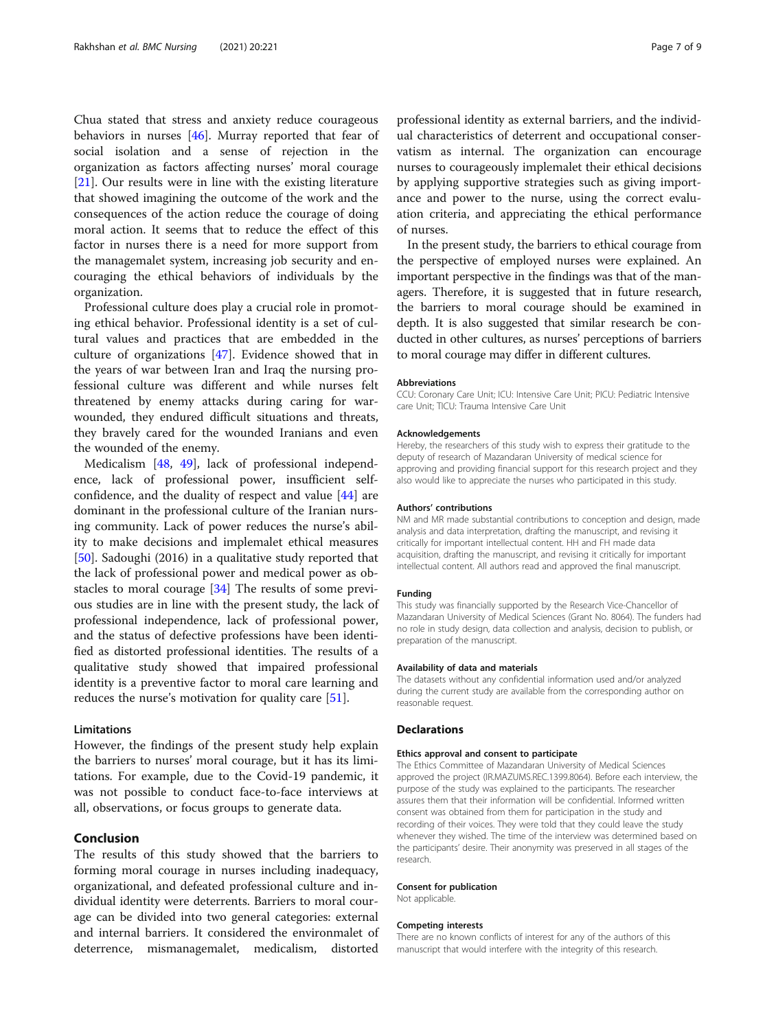Chua stated that stress and anxiety reduce courageous behaviors in nurses [46]. Murray reported that fear of social isolation and a sense of rejection in the organization as factors affecting nurses' moral courage [21]. Our results were in line with the existing literature that showed imagining the outcome of the work and the consequences of the action reduce the courage of doing moral action. It seems that to reduce the effect of this factor in nurses there is a need for more support from the managemalet system, increasing job security and encouraging the ethical behaviors of individuals by the organization.

Professional culture does play a crucial role in promoting ethical behavior. Professional identity is a set of cultural values and practices that are embedded in the culture of organizations [47]. Evidence showed that in the years of war between Iran and Iraq the nursing professional culture was different and while nurses felt threatened by enemy attacks during caring for war-wounded, they endured difficult situations and threats, they bravely cared for the wounded Iranians and even the wounded of the enemy.

Medicalism [48, 49], lack of professional independence, lack of professional power, insufficient self-confidence, and the duality of respect and value [44] are dominant in the professional culture of the Iranian nursing community. Lack of power reduces the nurse's ability to make decisions and implemalet ethical measures [50]. Sadoughi (2016) in a qualitative study reported that the lack of professional power and medical power as obstacles to moral courage [34] The results of some previous studies are in line with the present study, the lack of professional independence, lack of professional power, and the status of defective professions have been identified as distorted professional identities. The results of a qualitative study showed that impaired professional identity is a preventive factor to moral care learning and reduces the nurse's motivation for quality care [51].

### Limitations

However, the findings of the present study help explain the barriers to nurses' moral courage, but it has its limitations. For example, due to the Covid-19 pandemic, it was not possible to conduct face-to-face interviews at all, observations, or focus groups to generate data.

## Conclusion

The results of this study showed that the barriers to forming moral courage in nurses including inadequacy, organizational, and defeated professional culture and individual identity were deterrents. Barriers to moral courage can be divided into two general categories: external and internal barriers. It considered the environmalet of deterrence, mismanagemalet, medicalism, distorted professional identity as external barriers, and the individual characteristics of deterrent and occupational conservatism as internal. The organization can encourage nurses to courageously implemalet their ethical decisions by applying supportive strategies such as giving importance and power to the nurse, using the correct evaluation criteria, and appreciating the ethical performance of nurses.

In the present study, the barriers to ethical courage from the perspective of employed nurses were explained. An important perspective in the findings was that of the managers. Therefore, it is suggested that in future research, the barriers to moral courage should be examined in depth. It is also suggested that similar research be conducted in other cultures, as nurses' perceptions of barriers to moral courage may differ in different cultures.

#### Abbreviations

CCU: Coronary Care Unit; ICU: Intensive Care Unit; PICU: Pediatric Intensive care Unit; TICU: Trauma Intensive Care Unit

#### Acknowledgements

Hereby, the researchers of this study wish to express their gratitude to the deputy of research of Mazandaran University of medical science for approving and providing financial support for this research project and they also would like to appreciate the nurses who participated in this study.

#### Authors' contributions

NM and MR made substantial contributions to conception and design, made analysis and data interpretation, drafting the manuscript, and revising it critically for important intellectual content. HH and FH made data acquisition, drafting the manuscript, and revising it critically for important intellectual content. All authors read and approved the final manuscript.

#### Funding

This study was financially supported by the Research Vice-Chancellor of Mazandaran University of Medical Sciences (Grant No. 8064). The funders had no role in study design, data collection and analysis, decision to publish, or preparation of the manuscript.

#### Availability of data and materials

The datasets without any confidential information used and/or analyzed during the current study are available from the corresponding author on reasonable request.

### Declarations

#### Ethics approval and consent to participate

The Ethics Committee of Mazandaran University of Medical Sciences approved the project (IR.MAZUMS.REC.1399.8064). Before each interview, the purpose of the study was explained to the participants. The researcher assures them that their information will be confidential. Informed written consent was obtained from them for participation in the study and recording of their voices. They were told that they could leave the study whenever they wished. The time of the interview was determined based on the participants' desire. Their anonymity was preserved in all stages of the research.

#### Consent for publication

Not applicable.

#### Competing interests

There are no known conflicts of interest for any of the authors of this manuscript that would interfere with the integrity of this research.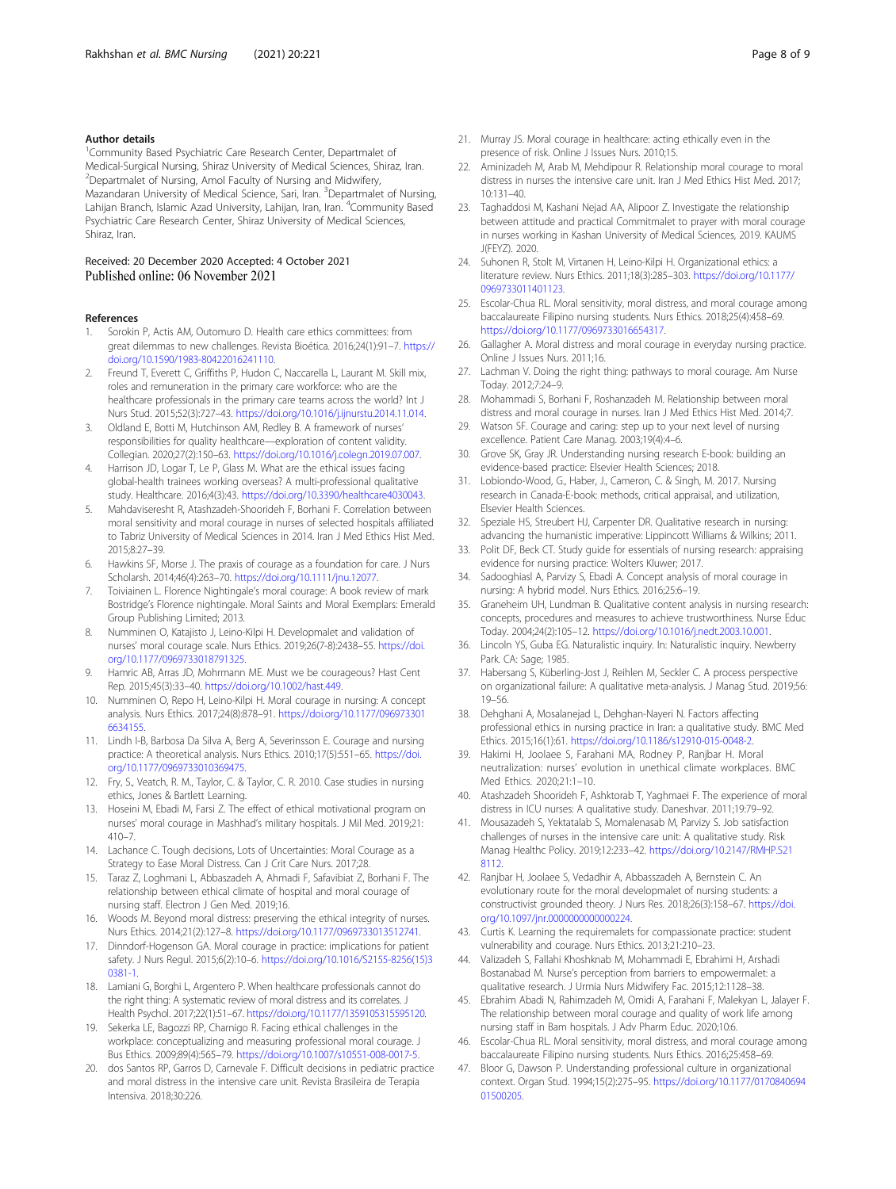## Author details

[1]Community Based Psychiatric Care Research Center, Departmalet of Medical-Surgical Nursing, Shiraz University of Medical Sciences, Shiraz, Iran. [2]Departmalet of Nursing, Amol Faculty of Nursing and Midwifery, Mazandaran University of Medical Science, Sari, Iran. [3]Departmalet of Nursing, Lahijan Branch, Islamic Azad University, Lahijan, Iran, Iran. [4]Community Based Psychiatric Care Research Center, Shiraz University of Medical Sciences, Shiraz, Iran.

Received: 20 December 2020 Accepted: 4 October 2021
Published online: 06 November 2021

## References

1. Sorokin P, Actis AM, Outomuro D. Health care ethics committees: from great dilemmas to new challenges. Revista Bioética. 2016;24(1):91–7. https://doi.org/10.1590/1983-80422016241110.
2. Freund T, Everett C, Griffiths P, Hudon C, Naccarella L, Laurant M. Skill mix, roles and remuneration in the primary care workforce: who are the healthcare professionals in the primary care teams across the world? Int J Nurs Stud. 2015;52(3):727–43. https://doi.org/10.1016/j.ijnurstu.2014.11.014.
3. Oldland E, Botti M, Hutchinson AM, Redley B. A framework of nurses' responsibilities for quality healthcare—exploration of content validity. Collegian. 2020;27(2):150–63. https://doi.org/10.1016/j.colegn.2019.07.007.
4. Harrison JD, Logar T, Le P, Glass M. What are the ethical issues facing global-health trainees working overseas? A multi-professional qualitative study. Healthcare. 2016;4(3):43. https://doi.org/10.3390/healthcare4030043.
5. Mahdaviseresht R, Atashzadeh-Shoorideh F, Borhani F. Correlation between moral sensitivity and moral courage in nurses of selected hospitals affiliated to Tabriz University of Medical Sciences in 2014. Iran J Med Ethics Hist Med. 2015;8:27–39.
6. Hawkins SF, Morse J. The praxis of courage as a foundation for care. J Nurs Scholarsh. 2014;46(4):263–70. https://doi.org/10.1111/jnu.12077.
7. Toiviainen L. Florence Nightingale's moral courage: A book review of mark Bostridge's Florence nightingale. Moral Saints and Moral Exemplars: Emerald Group Publishing Limited; 2013.
8. Numminen O, Katajisto J, Leino-Kilpi H. Developmalet and validation of nurses' moral courage scale. Nurs Ethics. 2019;26(7-8):2438–55. https://doi.org/10.1177/0969733018791325.
9. Hamric AB, Arras JD, Mohrmann ME. Must we be courageous? Hast Cent Rep. 2015;45(3):33–40. https://doi.org/10.1002/hast.449.
10. Numminen O, Repo H, Leino-Kilpi H. Moral courage in nursing: A concept analysis. Nurs Ethics. 2017;24(8):878–91. https://doi.org/10.1177/0969733016634155.
11. Lindh I-B, Barbosa Da Silva A, Berg A, Severinsson E. Courage and nursing practice: A theoretical analysis. Nurs Ethics. 2010;17(5):551–65. https://doi.org/10.1177/0969733010369475.
12. Fry, S., Veatch, R. M., Taylor, C. & Taylor, C. R. 2010. Case studies in nursing ethics, Jones & Bartlett Learning.
13. Hoseini M, Ebadi M, Farsi Z. The effect of ethical motivational program on nurses' moral courage in Mashhad's military hospitals. J Mil Med. 2019;21:410–7.
14. Lachance C. Tough decisions, Lots of Uncertainties: Moral Courage as a Strategy to Ease Moral Distress. Can J Crit Care Nurs. 2017;28.
15. Taraz Z, Loghmani L, Abbaszadeh A, Ahmadi F, Safavibiat Z, Borhani F. The relationship between ethical climate of hospital and moral courage of nursing staff. Electron J Gen Med. 2019;16.
16. Woods M. Beyond moral distress: preserving the ethical integrity of nurses. Nurs Ethics. 2014;21(2):127–8. https://doi.org/10.1177/0969733013512741.
17. Dinndorf-Hogenson GA. Moral courage in practice: implications for patient safety. J Nurs Regul. 2015;6(2):10–6. https://doi.org/10.1016/S2155-8256(15)30381-1.
18. Lamiani G, Borghi L, Argentero P. When healthcare professionals cannot do the right thing: A systematic review of moral distress and its correlates. J Health Psychol. 2017;22(1):51–67. https://doi.org/10.1177/1359105315595120.
19. Sekerka LE, Bagozzi RP, Charnigo R. Facing ethical challenges in the workplace: conceptualizing and measuring professional moral courage. J Bus Ethics. 2009;89(4):565–79. https://doi.org/10.1007/s10551-008-0017-5.
20. dos Santos RP, Garros D, Carnevale F. Difficult decisions in pediatric practice and moral distress in the intensive care unit. Revista Brasileira de Terapia Intensiva. 2018;30:226.
21. Murray JS. Moral courage in healthcare: acting ethically even in the presence of risk. Online J Issues Nurs. 2010;15.
22. Aminizadeh M, Arab M, Mehdipour R. Relationship moral courage to moral distress in nurses the intensive care unit. Iran J Med Ethics Hist Med. 2017;10:131–40.
23. Taghaddosi M, Kashani Nejad AA, Alipoor Z. Investigate the relationship between attitude and practical Commitmalet to prayer with moral courage in nurses working in Kashan University of Medical Sciences, 2019. KAUMS J(FEYZ). 2020.
24. Suhonen R, Stolt M, Virtanen H, Leino-Kilpi H. Organizational ethics: a literature review. Nurs Ethics. 2011;18(3):285–303. https://doi.org/10.1177/0969733011401123.
25. Escolar-Chua RL. Moral sensitivity, moral distress, and moral courage among baccalaureate Filipino nursing students. Nurs Ethics. 2018;25(4):458–69. https://doi.org/10.1177/0969733016654317.
26. Gallagher A. Moral distress and moral courage in everyday nursing practice. Online J Issues Nurs. 2011;16.
27. Lachman V. Doing the right thing: pathways to moral courage. Am Nurse Today. 2012;7:24–9.
28. Mohammadi S, Borhani F, Roshanzadeh M. Relationship between moral distress and moral courage in nurses. Iran J Med Ethics Hist Med. 2014;7.
29. Watson SF. Courage and caring: step up to your next level of nursing excellence. Patient Care Manag. 2003;19(4):4–6.
30. Grove SK, Gray JR. Understanding nursing research E-book: building an evidence-based practice: Elsevier Health Sciences; 2018.
31. Lobiondo-Wood, G., Haber, J., Cameron, C. & Singh, M. 2017. Nursing research in Canada-E-book: methods, critical appraisal, and utilization, Elsevier Health Sciences.
32. Speziale HS, Streubert HJ, Carpenter DR. Qualitative research in nursing: advancing the humanistic imperative: Lippincott Williams & Wilkins; 2011.
33. Polit DF, Beck CT. Study guide for essentials of nursing research: appraising evidence for nursing practice: Wolters Kluwer; 2017.
34. Sadooghiasl A, Parvizy S, Ebadi A. Concept analysis of moral courage in nursing: A hybrid model. Nurs Ethics. 2016;25:6–19.
35. Graneheim UH, Lundman B. Qualitative content analysis in nursing research: concepts, procedures and measures to achieve trustworthiness. Nurse Educ Today. 2004;24(2):105–12. https://doi.org/10.1016/j.nedt.2003.10.001.
36. Lincoln YS, Guba EG. Naturalistic inquiry. In: Naturalistic inquiry. Newberry Park. CA: Sage; 1985.
37. Habersang S, Küberling-Jost J, Reihlen M, Seckler C. A process perspective on organizational failure: A qualitative meta-analysis. J Manag Stud. 2019;56:19–56.
38. Dehghani A, Mosalanejad L, Dehghan-Nayeri N. Factors affecting professional ethics in nursing practice in Iran: a qualitative study. BMC Med Ethics. 2015;16(1):61. https://doi.org/10.1186/s12910-015-0048-2.
39. Hakimi H, Joolaee S, Farahani MA, Rodney P, Ranjbar H. Moral neutralization: nurses' evolution in unethical climate workplaces. BMC Med Ethics. 2020;21:1–10.
40. Atashzadeh Shoorideh F, Ashktorab T, Yaghmaei F. The experience of moral distress in ICU nurses: A qualitative study. Daneshvar. 2011;19:79–92.
41. Mousazadeh S, Yektatalab S, Momalenasab M, Parvizy S. Job satisfaction challenges of nurses in the intensive care unit: A qualitative study. Risk Manag Healthc Policy. 2019;12:233–42. https://doi.org/10.2147/RMHP.S218112.
42. Ranjbar H, Joolaee S, Vedadhir A, Abbasszadeh A, Bernstein C. An evolutionary route for the moral developmalet of nursing students: a constructivist grounded theory. J Nurs Res. 2018;26(3):158–67. https://doi.org/10.1097/jnr.0000000000000224.
43. Curtis K. Learning the requiremalets for compassionate practice: student vulnerability and courage. Nurs Ethics. 2013;21:210–23.
44. Valizadeh S, Fallahi Khoshknab M, Mohammadi E, Ebrahimi H, Arshadi Bostanabad M. Nurse's perception from barriers to empowermalet: a qualitative research. J Urmia Nurs Midwifery Fac. 2015;12:1128–38.
45. Ebrahim Abadi N, Rahimzadeh M, Omidi A, Farahani F, Malekyan L, Jalayer F. The relationship between moral courage and quality of work life among nursing staff in Bam hospitals. J Adv Pharm Educ. 2020;10:6.
46. Escolar-Chua RL. Moral sensitivity, moral distress, and moral courage among baccalaureate Filipino nursing students. Nurs Ethics. 2016;25:458–69.
47. Bloor G, Dawson P. Understanding professional culture in organizational context. Organ Stud. 1994;15(2):275–95. https://doi.org/10.1177/017084069401500205.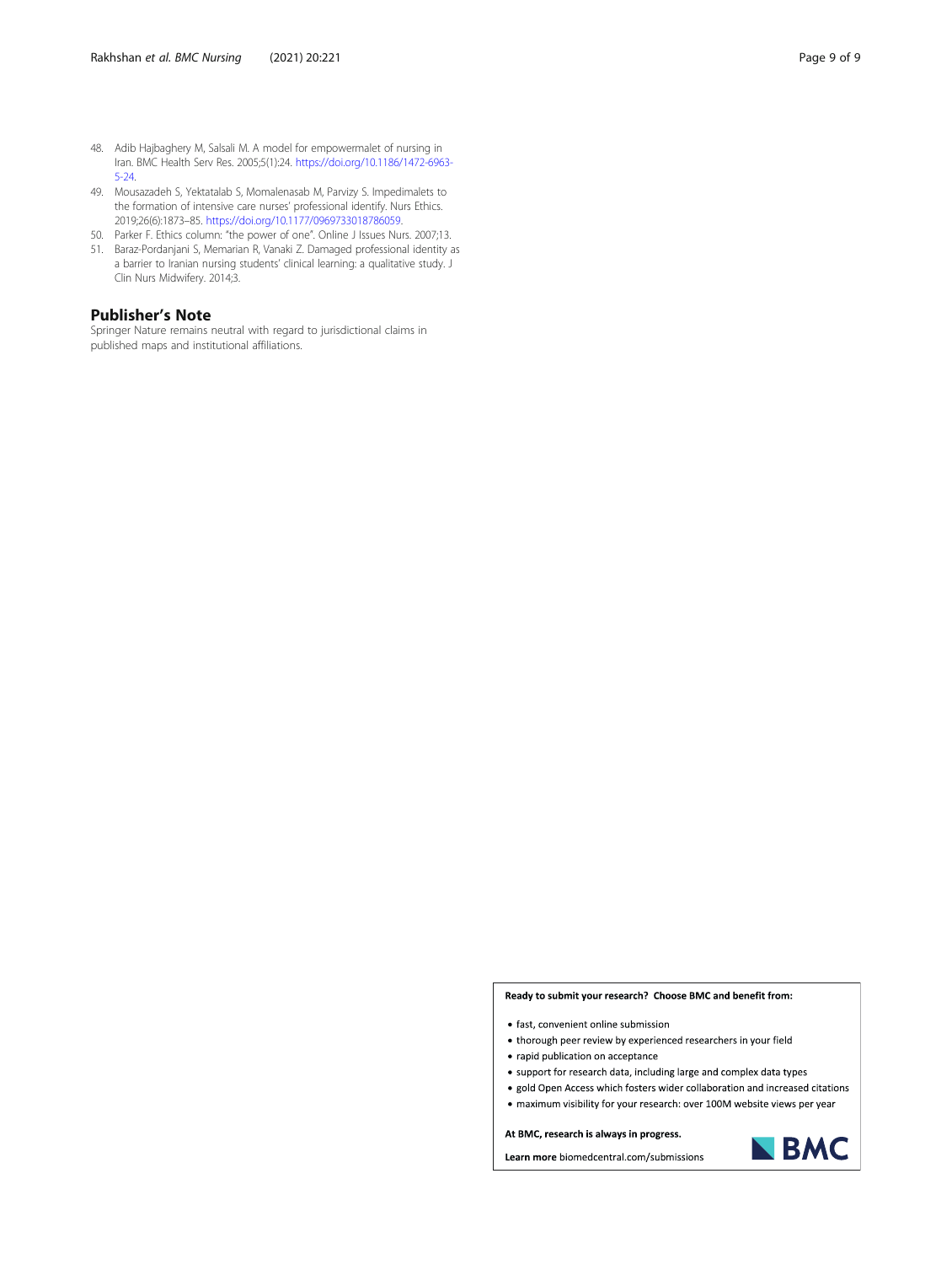48. Adib Hajbaghery M, Salsali M. A model for empowermalet of nursing in Iran. BMC Health Serv Res. 2005;5(1):24. https://doi.org/10.1186/1472-6963-5-24.
49. Mousazadeh S, Yektatalab S, Momalenasab M, Parvizy S. Impedimalets to the formation of intensive care nurses' professional identify. Nurs Ethics. 2019;26(6):1873–85. https://doi.org/10.1177/0969733018786059.
50. Parker F. Ethics column: "the power of one". Online J Issues Nurs. 2007;13.
51. Baraz-Pordanjani S, Memarian R, Vanaki Z. Damaged professional identity as a barrier to Iranian nursing students' clinical learning: a qualitative study. J Clin Nurs Midwifery. 2014;3.

## Publisher's Note

Springer Nature remains neutral with regard to jurisdictional claims in published maps and institutional affiliations.

**Ready to submit your research? Choose BMC and benefit from:**

- fast, convenient online submission
- thorough peer review by experienced researchers in your field
- rapid publication on acceptance
- support for research data, including large and complex data types
- gold Open Access which fosters wider collaboration and increased citations
- maximum visibility for your research: over 100M website views per year

**At BMC, research is always in progress.**

**Learn more** biomedcentral.com/submissions

BMC